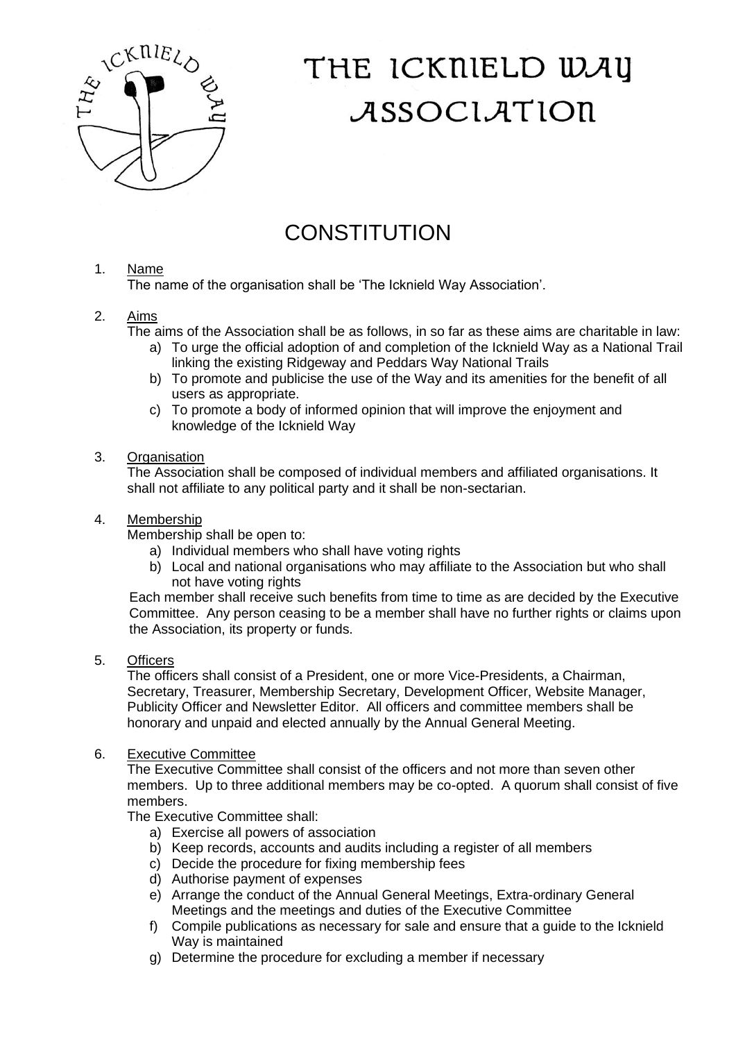# THE ICKNIELD WAY ASSOCIATION

## CONSTITUTION

1. Name
   The name of the organisation shall be 'The Icknield Way Association'.

2. Aims
   The aims of the Association shall be as follows, in so far as these aims are charitable in law:
   a) To urge the official adoption of and completion of the Icknield Way as a National Trail linking the existing Ridgeway and Peddars Way National Trails
   b) To promote and publicise the use of the Way and its amenities for the benefit of all users as appropriate.
   c) To promote a body of informed opinion that will improve the enjoyment and knowledge of the Icknield Way

3. Organisation
   The Association shall be composed of individual members and affiliated organisations. It shall not affiliate to any political party and it shall be non-sectarian.

4. Membership
   Membership shall be open to:
   a) Individual members who shall have voting rights
   b) Local and national organisations who may affiliate to the Association but who shall not have voting rights

   Each member shall receive such benefits from time to time as are decided by the Executive Committee. Any person ceasing to be a member shall have no further rights or claims upon the Association, its property or funds.

5. Officers
   The officers shall consist of a President, one or more Vice-Presidents, a Chairman, Secretary, Treasurer, Membership Secretary, Development Officer, Website Manager, Publicity Officer and Newsletter Editor. All officers and committee members shall be honorary and unpaid and elected annually by the Annual General Meeting.

6. Executive Committee
   The Executive Committee shall consist of the officers and not more than seven other members. Up to three additional members may be co-opted. A quorum shall consist of five members.
   The Executive Committee shall:
   a) Exercise all powers of association
   b) Keep records, accounts and audits including a register of all members
   c) Decide the procedure for fixing membership fees
   d) Authorise payment of expenses
   e) Arrange the conduct of the Annual General Meetings, Extra-ordinary General Meetings and the meetings and duties of the Executive Committee
   f) Compile publications as necessary for sale and ensure that a guide to the Icknield Way is maintained
   g) Determine the procedure for excluding a member if necessary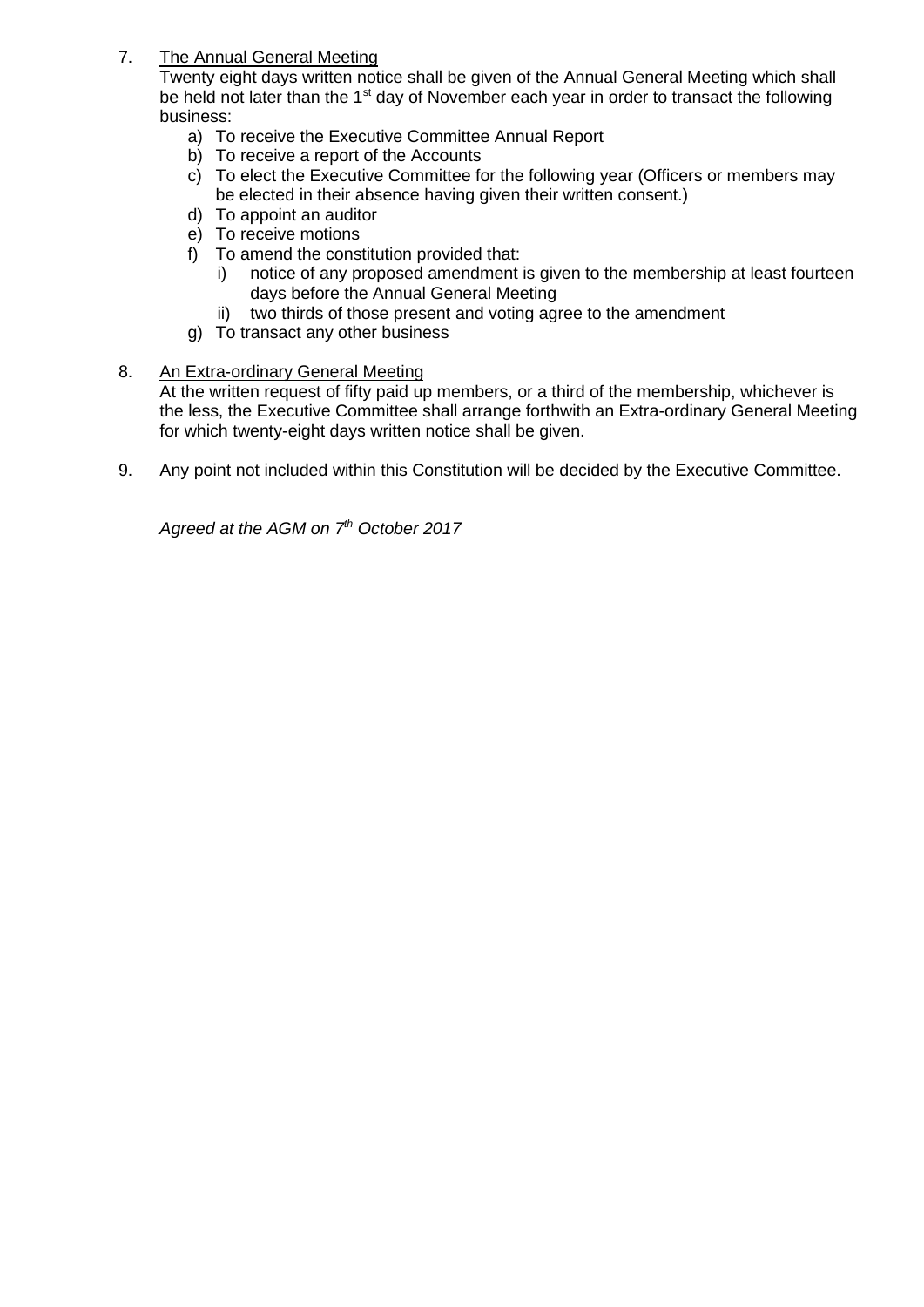7. <u>The Annual General Meeting</u>
   Twenty eight days written notice shall be given of the Annual General Meeting which shall be held not later than the 1st day of November each year in order to transact the following business:
   a) To receive the Executive Committee Annual Report
   b) To receive a report of the Accounts
   c) To elect the Executive Committee for the following year (Officers or members may be elected in their absence having given their written consent.)
   d) To appoint an auditor
   e) To receive motions
   f) To amend the constitution provided that:
      i) notice of any proposed amendment is given to the membership at least fourteen days before the Annual General Meeting
      ii) two thirds of those present and voting agree to the amendment
   g) To transact any other business

8. <u>An Extra-ordinary General Meeting</u>
   At the written request of fifty paid up members, or a third of the membership, whichever is the less, the Executive Committee shall arrange forthwith an Extra-ordinary General Meeting for which twenty-eight days written notice shall be given.

9. Any point not included within this Constitution will be decided by the Executive Committee.

*Agreed at the AGM on 7th October 2017*